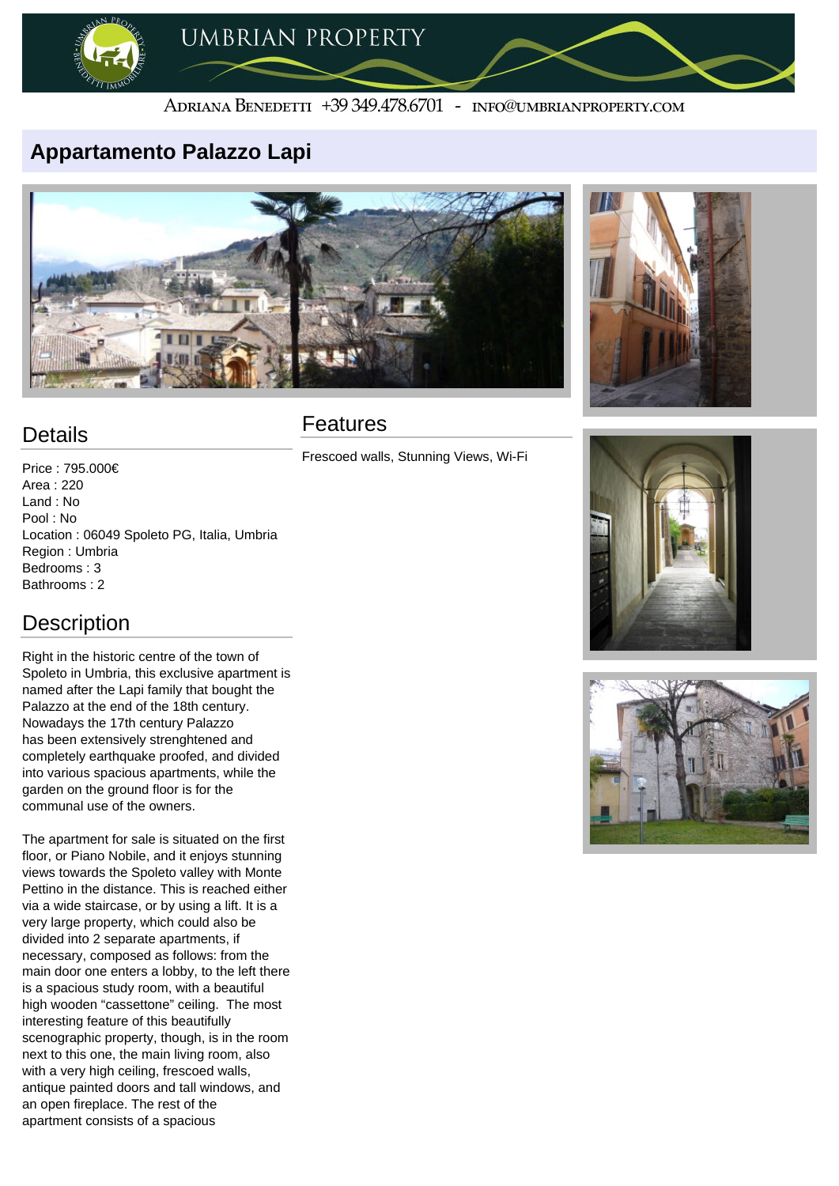UMBRIAN PROPERTY

Adriana Benedetti +39 349.478.6701 - info@umbrianproperty.com

# Appartamento Palazzo Lapi

## Details

Price : 795.000€
Area : 220
Land : No
Pool : No
Location : 06049 Spoleto PG, Italia, Umbria
Region : Umbria
Bedrooms : 3
Bathrooms : 2

## Features

Frescoed walls, Stunning Views, Wi-Fi

## Description

Right in the historic centre of the town of Spoleto in Umbria, this exclusive apartment is named after the Lapi family that bought the Palazzo at the end of the 18th century. Nowadays the 17th century Palazzo has been extensively strenghtened and completely earthquake proofed, and divided into various spacious apartments, while the garden on the ground floor is for the communal use of the owners.

The apartment for sale is situated on the first floor, or Piano Nobile, and it enjoys stunning views towards the Spoleto valley with Monte Pettino in the distance. This is reached either via a wide staircase, or by using a lift. It is a very large property, which could also be divided into 2 separate apartments, if necessary, composed as follows: from the main door one enters a lobby, to the left there is a spacious study room, with a beautiful high wooden “cassettone” ceiling. The most interesting feature of this beautifully scenographic property, though, is in the room next to this one, the main living room, also with a very high ceiling, frescoed walls, antique painted doors and tall windows, and an open fireplace. The rest of the apartment consists of a spacious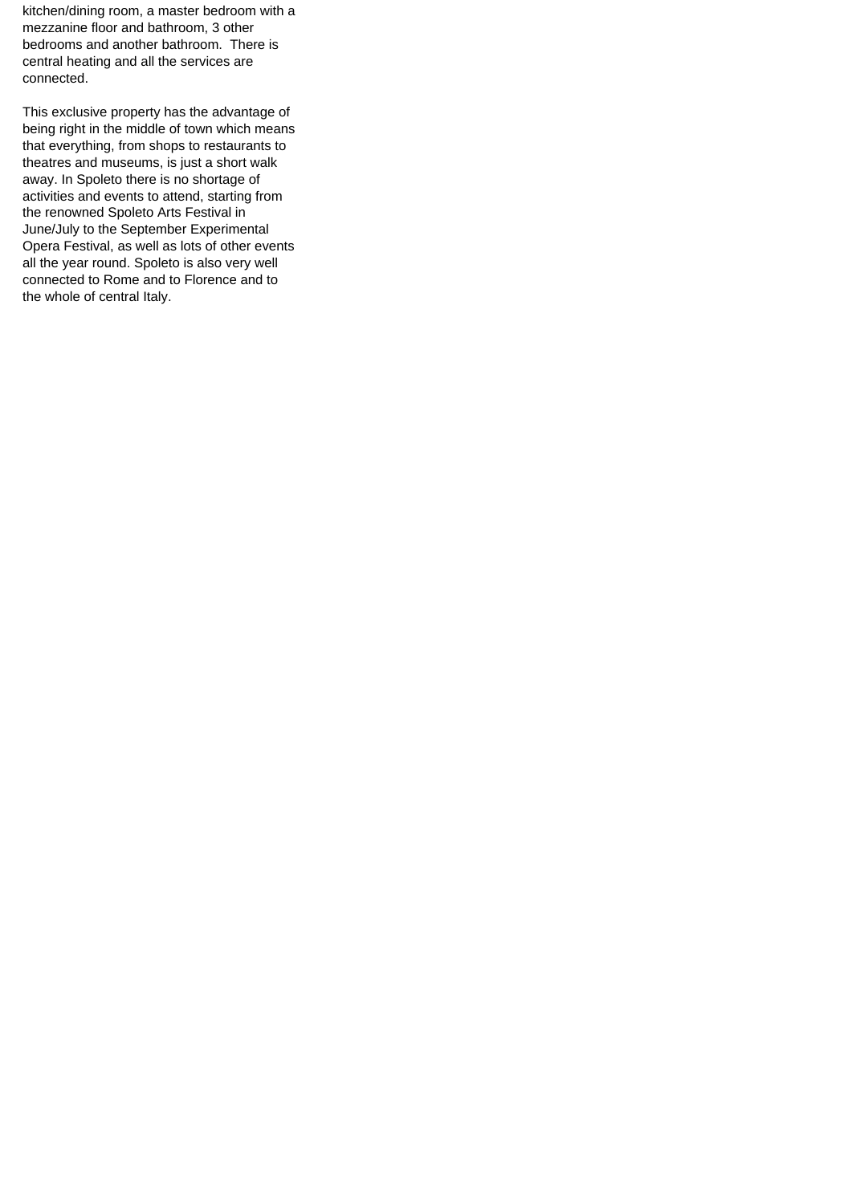kitchen/dining room, a master bedroom with a mezzanine floor and bathroom, 3 other bedrooms and another bathroom. There is central heating and all the services are connected.

This exclusive property has the advantage of being right in the middle of town which means that everything, from shops to restaurants to theatres and museums, is just a short walk away. In Spoleto there is no shortage of activities and events to attend, starting from the renowned Spoleto Arts Festival in June/July to the September Experimental Opera Festival, as well as lots of other events all the year round. Spoleto is also very well connected to Rome and to Florence and to the whole of central Italy.